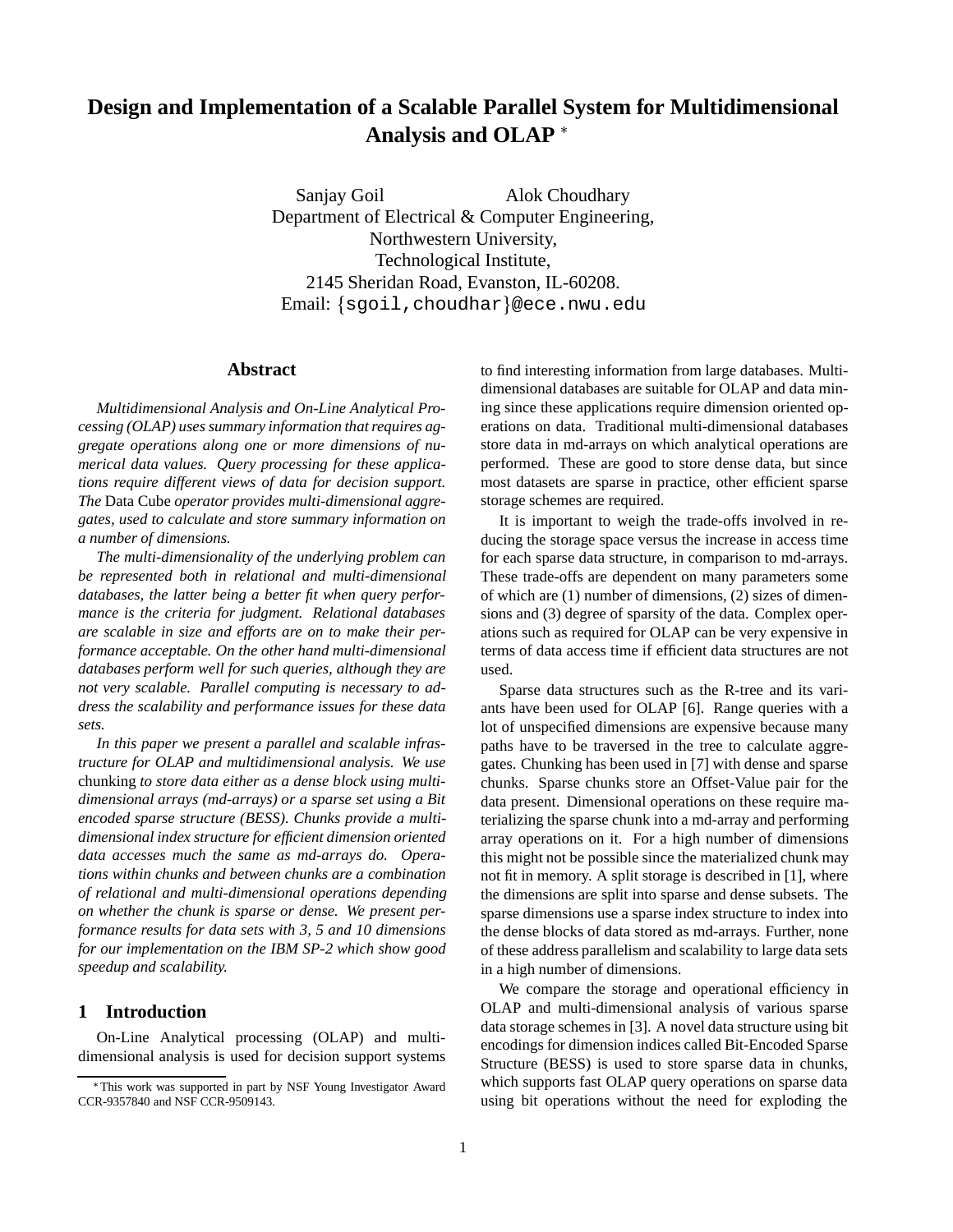# Design and Implementation of a Scalable Parallel System for Multidimensional Analysis and OLAP *

Sanjay Goil  Alok Choudhary
Department of Electrical & Computer Engineering,
Northwestern University,
Technological Institute,
2145 Sheridan Road, Evanston, IL-60208.
Email: {sgoil,choudhar}@ece.nwu.edu

## Abstract

*Multidimensional Analysis and On-Line Analytical Processing (OLAP) uses summary information that requires aggregate operations along one or more dimensions of numerical data values. Query processing for these applications require different views of data for decision support. The* Data Cube *operator provides multi-dimensional aggregates, used to calculate and store summary information on a number of dimensions.*

*The multi-dimensionality of the underlying problem can be represented both in relational and multi-dimensional databases, the latter being a better fit when query performance is the criteria for judgment. Relational databases are scalable in size and efforts are on to make their performance acceptable. On the other hand multi-dimensional databases perform well for such queries, although they are not very scalable. Parallel computing is necessary to address the scalability and performance issues for these data sets.*

*In this paper we present a parallel and scalable infrastructure for OLAP and multidimensional analysis. We use* chunking *to store data either as a dense block using multi-dimensional arrays (md-arrays) or a sparse set using a Bit encoded sparse structure (BESS). Chunks provide a multi-dimensional index structure for efficient dimension oriented data accesses much the same as md-arrays do. Operations within chunks and between chunks are a combination of relational and multi-dimensional operations depending on whether the chunk is sparse or dense. We present performance results for data sets with 3, 5 and 10 dimensions for our implementation on the IBM SP-2 which show good speedup and scalability.*

## 1 Introduction

On-Line Analytical processing (OLAP) and multi-dimensional analysis is used for decision support systems to find interesting information from large databases. Multi-dimensional databases are suitable for OLAP and data mining since these applications require dimension oriented operations on data. Traditional multi-dimensional databases store data in md-arrays on which analytical operations are performed. These are good to store dense data, but since most datasets are sparse in practice, other efficient sparse storage schemes are required.

It is important to weigh the trade-offs involved in reducing the storage space versus the increase in access time for each sparse data structure, in comparison to md-arrays. These trade-offs are dependent on many parameters some of which are (1) number of dimensions, (2) sizes of dimensions and (3) degree of sparsity of the data. Complex operations such as required for OLAP can be very expensive in terms of data access time if efficient data structures are not used.

Sparse data structures such as the R-tree and its variants have been used for OLAP [6]. Range queries with a lot of unspecified dimensions are expensive because many paths have to be traversed in the tree to calculate aggregates. Chunking has been used in [7] with dense and sparse chunks. Sparse chunks store an Offset-Value pair for the data present. Dimensional operations on these require materializing the sparse chunk into a md-array and performing array operations on it. For a high number of dimensions this might not be possible since the materialized chunk may not fit in memory. A split storage is described in [1], where the dimensions are split into sparse and dense subsets. The sparse dimensions use a sparse index structure to index into the dense blocks of data stored as md-arrays. Further, none of these address parallelism and scalability to large data sets in a high number of dimensions.

We compare the storage and operational efficiency in OLAP and multi-dimensional analysis of various sparse data storage schemes in [3]. A novel data structure using bit encodings for dimension indices called Bit-Encoded Sparse Structure (BESS) is used to store sparse data in chunks, which supports fast OLAP query operations on sparse data using bit operations without the need for exploding the

*This work was supported in part by NSF Young Investigator Award CCR-9357840 and NSF CCR-9509143.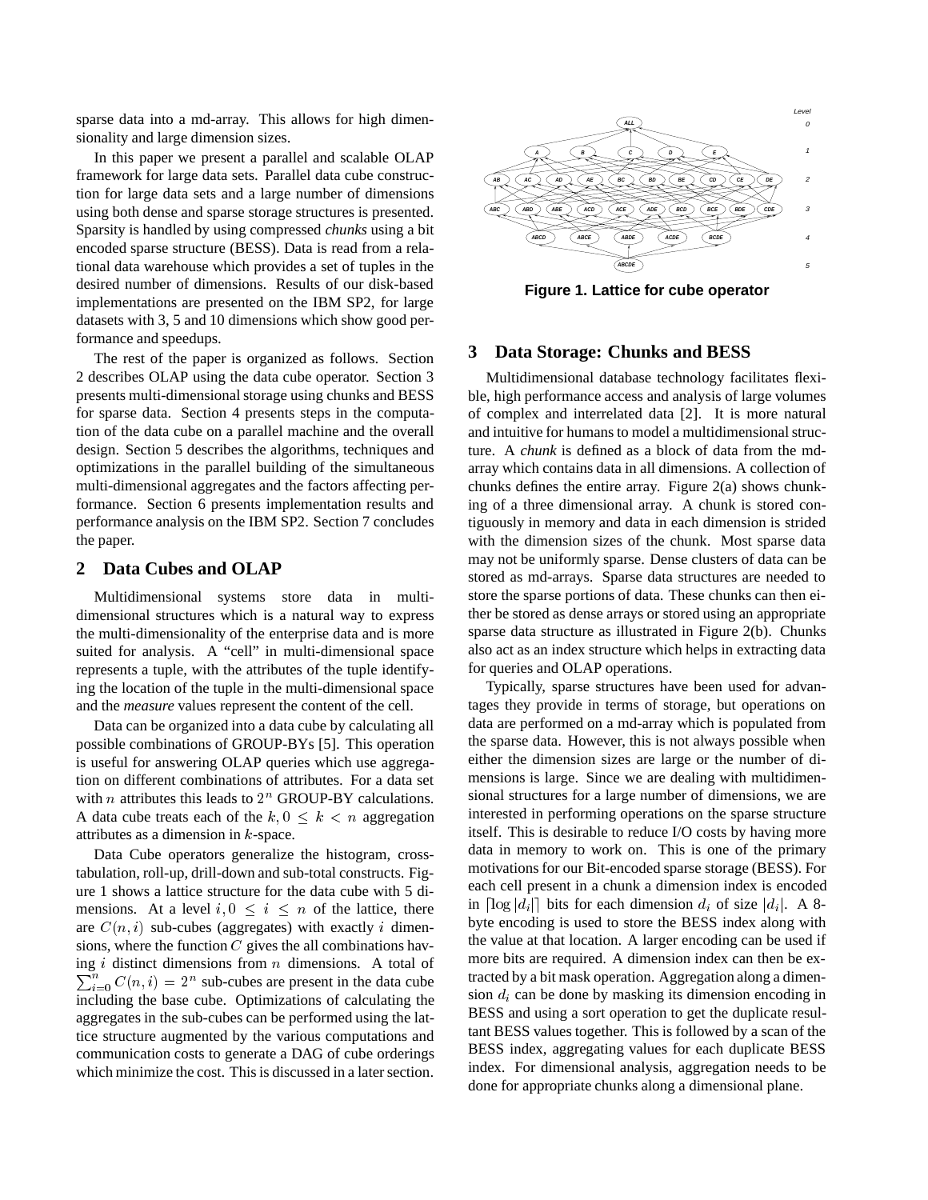sparse data into a md-array. This allows for high dimensionality and large dimension sizes.

In this paper we present a parallel and scalable OLAP framework for large data sets. Parallel data cube construction for large data sets and a large number of dimensions using both dense and sparse storage structures is presented. Sparsity is handled by using compressed *chunks* using a bit encoded sparse structure (BESS). Data is read from a relational data warehouse which provides a set of tuples in the desired number of dimensions. Results of our disk-based implementations are presented on the IBM SP2, for large datasets with 3, 5 and 10 dimensions which show good performance and speedups.

The rest of the paper is organized as follows. Section 2 describes OLAP using the data cube operator. Section 3 presents multi-dimensional storage using chunks and BESS for sparse data. Section 4 presents steps in the computation of the data cube on a parallel machine and the overall design. Section 5 describes the algorithms, techniques and optimizations in the parallel building of the simultaneous multi-dimensional aggregates and the factors affecting performance. Section 6 presents implementation results and performance analysis on the IBM SP2. Section 7 concludes the paper.

## 2 Data Cubes and OLAP

Multidimensional systems store data in multidimensional structures which is a natural way to express the multi-dimensionality of the enterprise data and is more suited for analysis. A "cell" in multi-dimensional space represents a tuple, with the attributes of the tuple identifying the location of the tuple in the multi-dimensional space and the *measure* values represent the content of the cell.

Data can be organized into a data cube by calculating all possible combinations of GROUP-BYs [5]. This operation is useful for answering OLAP queries which use aggregation on different combinations of attributes. For a data set with $n$ attributes this leads to $2^n$ GROUP-BY calculations. A data cube treats each of the $k, 0 \leq k < n$ aggregation attributes as a dimension in $k$-space.

Data Cube operators generalize the histogram, cross-tabulation, roll-up, drill-down and sub-total constructs. Figure 1 shows a lattice structure for the data cube with 5 dimensions. At a level $i, 0 \leq i \leq n$ of the lattice, there are $C(n, i)$ sub-cubes (aggregates) with exactly $i$ dimensions, where the function $C$ gives the all combinations having $i$ distinct dimensions from $n$ dimensions. A total of $\sum_{i=0}^{n} C(n, i) = 2^n$ sub-cubes are present in the data cube including the base cube. Optimizations of calculating the aggregates in the sub-cubes can be performed using the lattice structure augmented by the various computations and communication costs to generate a DAG of cube orderings which minimize the cost. This is discussed in a later section.

Level
0
1
2
3
4
5
ALL
A B C D E
AB AC AD AE BC BD BE CD CE DE
ABC ABD ABE ACD ACE ADE BCD BCE BDE CDE
ABCD ABCE ABDE ACDE BCDE
ABCDE

**Figure 1. Lattice for cube operator**

## 3 Data Storage: Chunks and BESS

Multidimensional database technology facilitates flexible, high performance access and analysis of large volumes of complex and interrelated data [2]. It is more natural and intuitive for humans to model a multidimensional structure. A *chunk* is defined as a block of data from the md-array which contains data in all dimensions. A collection of chunks defines the entire array. Figure 2(a) shows chunking of a three dimensional array. A chunk is stored contiguously in memory and data in each dimension is strided with the dimension sizes of the chunk. Most sparse data may not be uniformly sparse. Dense clusters of data can be stored as md-arrays. Sparse data structures are needed to store the sparse portions of data. These chunks can then either be stored as dense arrays or stored using an appropriate sparse data structure as illustrated in Figure 2(b). Chunks also act as an index structure which helps in extracting data for queries and OLAP operations.

Typically, sparse structures have been used for advantages they provide in terms of storage, but operations on data are performed on a md-array which is populated from the sparse data. However, this is not always possible when either the dimension sizes are large or the number of dimensions is large. Since we are dealing with multidimensional structures for a large number of dimensions, we are interested in performing operations on the sparse structure itself. This is desirable to reduce I/O costs by having more data in memory to work on. This is one of the primary motivations for our Bit-encoded sparse storage (BESS). For each cell present in a chunk a dimension index is encoded in $\lceil \log |d_i| \rceil$ bits for each dimension $d_i$ of size $|d_i|$. A 8-byte encoding is used to store the BESS index along with the value at that location. A larger encoding can be used if more bits are required. A dimension index can then be extracted by a bit mask operation. Aggregation along a dimension $d_i$ can be done by masking its dimension encoding in BESS and using a sort operation to get the duplicate resultant BESS values together. This is followed by a scan of the BESS index, aggregating values for each duplicate BESS index. For dimensional analysis, aggregation needs to be done for appropriate chunks along a dimensional plane.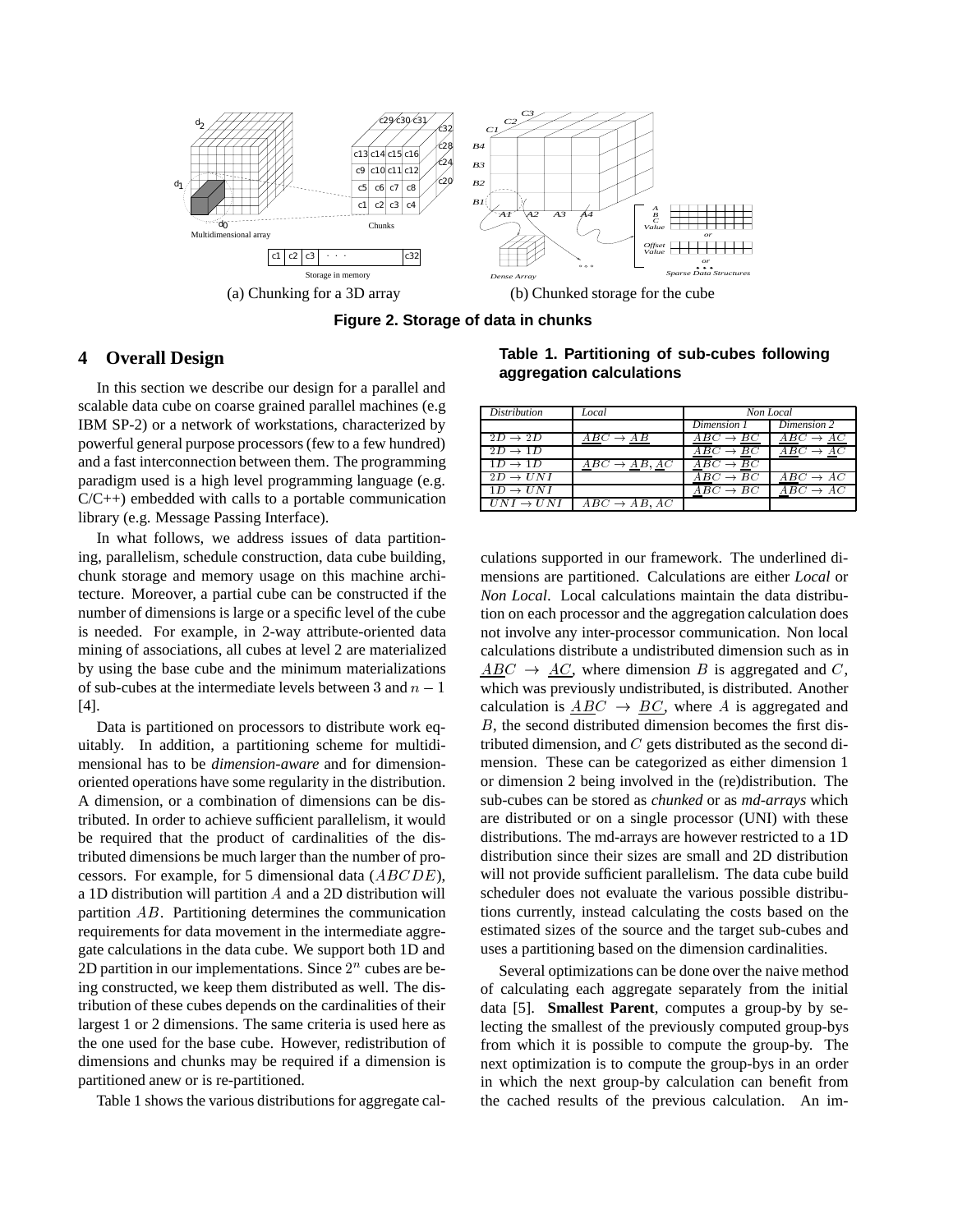(a) Chunking for a 3D array

(b) Chunked storage for the cube

**Figure 2. Storage of data in chunks**

## 4 Overall Design

In this section we describe our design for a parallel and scalable data cube on coarse grained parallel machines (e.g IBM SP-2) or a network of workstations, characterized by powerful general purpose processors (few to a few hundred) and a fast interconnection between them. The programming paradigm used is a high level programming language (e.g. C/C++) embedded with calls to a portable communication library (e.g. Message Passing Interface).

In what follows, we address issues of data partitioning, parallelism, schedule construction, data cube building, chunk storage and memory usage on this machine architecture. Moreover, a partial cube can be constructed if the number of dimensions is large or a specific level of the cube is needed. For example, in 2-way attribute-oriented data mining of associations, all cubes at level 2 are materialized by using the base cube and the minimum materializations of sub-cubes at the intermediate levels between 3 and $n-1$ [4].

Data is partitioned on processors to distribute work equitably. In addition, a partitioning scheme for multidimensional has to be *dimension-aware* and for dimension-oriented operations have some regularity in the distribution. A dimension, or a combination of dimensions can be distributed. In order to achieve sufficient parallelism, it would be required that the product of cardinalities of the distributed dimensions be much larger than the number of processors. For example, for 5 dimensional data ($ABCDE$), a 1D distribution will partition $A$ and a 2D distribution will partition $AB$. Partitioning determines the communication requirements for data movement in the intermediate aggregate calculations in the data cube. We support both 1D and 2D partition in our implementations. Since $2^n$ cubes are being constructed, we keep them distributed as well. The distribution of these cubes depends on the cardinalities of their largest 1 or 2 dimensions. The same criteria is used here as the one used for the base cube. However, redistribution of dimensions and chunks may be required if a dimension is partitioned anew or is re-partitioned.

Table 1 shows the various distributions for aggregate calculations supported in our framework. The underlined dimensions are partitioned. Calculations are either *Local* or *Non Local*. Local calculations maintain the data distribution on each processor and the aggregation calculation does not involve any inter-processor communication. Non local calculations distribute a undistributed dimension such as in $\underline{A}BC \rightarrow \underline{AC}$, where dimension $B$ is aggregated and $C$, which was previously undistributed, is distributed. Another calculation is $\underline{AB}C \rightarrow \underline{BC}$, where $A$ is aggregated and $B$, the second distributed dimension becomes the first distributed dimension, and $C$ gets distributed as the second dimension. These can be categorized as either dimension 1 or dimension 2 being involved in the (re)distribution. The sub-cubes can be stored as *chunked* or as *md-arrays* which are distributed or on a single processor (UNI) with these distributions. The md-arrays are however restricted to a 1D distribution since their sizes are small and 2D distribution will not provide sufficient parallelism. The data cube build scheduler does not evaluate the various possible distributions currently, instead calculating the costs based on the estimated sizes of the source and the target sub-cubes and uses a partitioning based on the dimension cardinalities.

**Table 1. Partitioning of sub-cubes following aggregation calculations**

| *Distribution* | *Local* | *Non Local* | |
|---|---|---|---|
| | | *Dimension 1* | *Dimension 2* |
| $2D \rightarrow 2D$ | $\underline{AB}C \rightarrow \underline{AB}$ | $\underline{AB}C \rightarrow \underline{BC}$ | $\underline{AB}C \rightarrow \underline{AC}$ |
| $2D \rightarrow 1D$ | | $\underline{AB}C \rightarrow \underline{B}C$ | $\underline{AB}C \rightarrow \underline{A}C$ |
| $1D \rightarrow 1D$ | $\underline{A}BC \rightarrow \underline{A}B, \underline{A}C$ | $\underline{A}BC \rightarrow \underline{B}C$ | |
| $2D \rightarrow UNI$ | | $\underline{AB}C \rightarrow BC$ | $\underline{AB}C \rightarrow AC$ |
| $1D \rightarrow UNI$ | | $\underline{A}BC \rightarrow BC$ | $\underline{A}BC \rightarrow AC$ |
| $UNI \rightarrow UNI$ | $ABC \rightarrow AB, AC$ | | |

Several optimizations can be done over the naive method of calculating each aggregate separately from the initial data [5]. **Smallest Parent**, computes a group-by by selecting the smallest of the previously computed group-bys from which it is possible to compute the group-by. The next optimization is to compute the group-bys in an order in which the next group-by calculation can benefit from the cached results of the previous calculation. An im-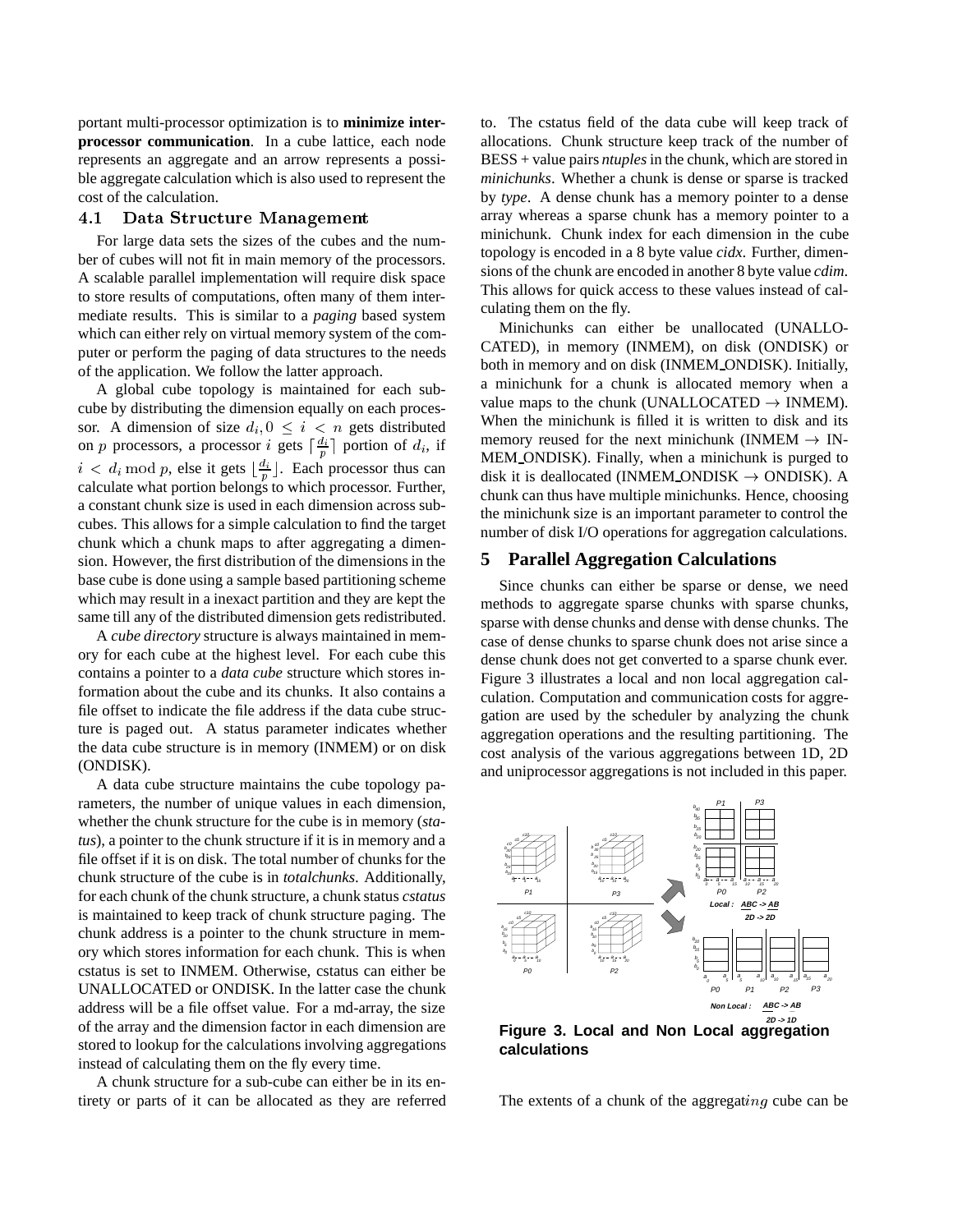portant multi-processor optimization is to **minimize interprocessor communication**. In a cube lattice, each node represents an aggregate and an arrow represents a possible aggregate calculation which is also used to represent the cost of the calculation.

### 4.1 Data Structure Management

For large data sets the sizes of the cubes and the number of cubes will not fit in main memory of the processors. A scalable parallel implementation will require disk space to store results of computations, often many of them intermediate results. This is similar to a *paging* based system which can either rely on virtual memory system of the computer or perform the paging of data structures to the needs of the application. We follow the latter approach.

A global cube topology is maintained for each subcube by distributing the dimension equally on each processor. A dimension of size $d_i, 0 \leq i < n$ gets distributed on $p$ processors, a processor $i$ gets $\lceil \frac{d_i}{p} \rceil$ portion of $d_i$, if $i < d_i \bmod p$, else it gets $\lfloor \frac{d_i}{p} \rfloor$. Each processor thus can calculate what portion belongs to which processor. Further, a constant chunk size is used in each dimension across subcubes. This allows for a simple calculation to find the target chunk which a chunk maps to after aggregating a dimension. However, the first distribution of the dimensions in the base cube is done using a sample based partitioning scheme which may result in a inexact partition and they are kept the same till any of the distributed dimension gets redistributed.

A *cube directory* structure is always maintained in memory for each cube at the highest level. For each cube this contains a pointer to a *data cube* structure which stores information about the cube and its chunks. It also contains a file offset to indicate the file address if the data cube structure is paged out. A status parameter indicates whether the data cube structure is in memory (INMEM) or on disk (ONDISK).

A data cube structure maintains the cube topology parameters, the number of unique values in each dimension, whether the chunk structure for the cube is in memory (*status*), a pointer to the chunk structure if it is in memory and a file offset if it is on disk. The total number of chunks for the chunk structure of the cube is in *totalchunks*. Additionally, for each chunk of the chunk structure, a chunk status *cstatus* is maintained to keep track of chunk structure paging. The chunk address is a pointer to the chunk structure in memory which stores information for each chunk. This is when cstatus is set to INMEM. Otherwise, cstatus can either be UNALLOCATED or ONDISK. In the latter case the chunk address will be a file offset value. For a md-array, the size of the array and the dimension factor in each dimension are stored to lookup for the calculations involving aggregations instead of calculating them on the fly every time.

A chunk structure for a sub-cube can either be in its entirety or parts of it can be allocated as they are referred to. The cstatus field of the data cube will keep track of allocations. Chunk structure keep track of the number of BESS + value pairs *ntuples* in the chunk, which are stored in *minichunks*. Whether a chunk is dense or sparse is tracked by *type*. A dense chunk has a memory pointer to a dense array whereas a sparse chunk has a memory pointer to a minichunk. Chunk index for each dimension in the cube topology is encoded in a 8 byte value *cidx*. Further, dimensions of the chunk are encoded in another 8 byte value *cdim*. This allows for quick access to these values instead of calculating them on the fly.

Minichunks can either be unallocated (UNALLOCATED), in memory (INMEM), on disk (ONDISK) or both in memory and on disk (INMEM_ONDISK). Initially, a minichunk for a chunk is allocated memory when a value maps to the chunk (UNALLOCATED → INMEM). When the minichunk is filled it is written to disk and its memory reused for the next minichunk (INMEM → INMEM_ONDISK). Finally, when a minichunk is purged to disk it is deallocated (INMEM_ONDISK → ONDISK). A chunk can thus have multiple minichunks. Hence, choosing the minichunk size is an important parameter to control the number of disk I/O operations for aggregation calculations.

## 5 Parallel Aggregation Calculations

Since chunks can either be sparse or dense, we need methods to aggregate sparse chunks with sparse chunks, sparse with dense chunks and dense with dense chunks. The case of dense chunks to sparse chunk does not arise since a dense chunk does not get converted to a sparse chunk ever. Figure 3 illustrates a local and non local aggregation calculation. Computation and communication costs for aggregation are used by the scheduler by analyzing the chunk aggregation operations and the resulting partitioning. The cost analysis of the various aggregations between 1D, 2D and uniprocessor aggregations is not included in this paper.

**Figure 3. Local and Non Local aggregation calculations**

The extents of a chunk of the aggregating cube can be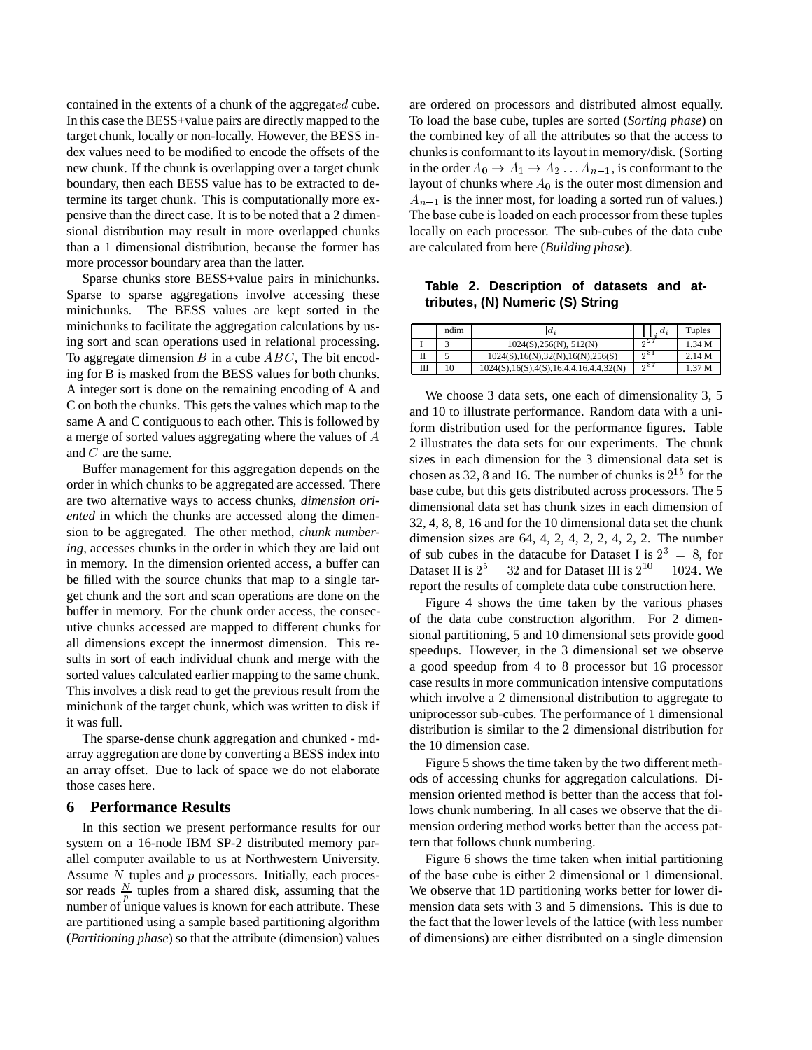contained in the extents of a chunk of the aggregated cube. In this case the BESS+value pairs are directly mapped to the target chunk, locally or non-locally. However, the BESS index values need to be modified to encode the offsets of the new chunk. If the chunk is overlapping over a target chunk boundary, then each BESS value has to be extracted to determine its target chunk. This is computationally more expensive than the direct case. It is to be noted that a 2 dimensional distribution may result in more overlapped chunks than a 1 dimensional distribution, because the former has more processor boundary area than the latter.

Sparse chunks store BESS+value pairs in minichunks. Sparse to sparse aggregations involve accessing these minichunks. The BESS values are kept sorted in the minichunks to facilitate the aggregation calculations by using sort and scan operations used in relational processing. To aggregate dimension $B$ in a cube $ABC$, The bit encoding for B is masked from the BESS values for both chunks. A integer sort is done on the remaining encoding of A and C on both the chunks. This gets the values which map to the same A and C contiguous to each other. This is followed by a merge of sorted values aggregating where the values of $A$ and $C$ are the same.

Buffer management for this aggregation depends on the order in which chunks to be aggregated are accessed. There are two alternative ways to access chunks, *dimension oriented* in which the chunks are accessed along the dimension to be aggregated. The other method, *chunk numbering*, accesses chunks in the order in which they are laid out in memory. In the dimension oriented access, a buffer can be filled with the source chunks that map to a single target chunk and the sort and scan operations are done on the buffer in memory. For the chunk order access, the consecutive chunks accessed are mapped to different chunks for all dimensions except the innermost dimension. This results in sort of each individual chunk and merge with the sorted values calculated earlier mapping to the same chunk. This involves a disk read to get the previous result from the minichunk of the target chunk, which was written to disk if it was full.

The sparse-dense chunk aggregation and chunked - md-array aggregation are done by converting a BESS index into an array offset. Due to lack of space we do not elaborate those cases here.

## 6 Performance Results

In this section we present performance results for our system on a 16-node IBM SP-2 distributed memory parallel computer available to us at Northwestern University. Assume $N$ tuples and $p$ processors. Initially, each processor reads $\frac{N}{p}$ tuples from a shared disk, assuming that the number of unique values is known for each attribute. These are partitioned using a sample based partitioning algorithm (*Partitioning phase*) so that the attribute (dimension) values are ordered on processors and distributed almost equally. To load the base cube, tuples are sorted (*Sorting phase*) on the combined key of all the attributes so that the access to chunks is conformant to its layout in memory/disk. (Sorting in the order $A_0 \rightarrow A_1 \rightarrow A_2 \ldots A_{n-1}$, is conformant to the layout of chunks where $A_0$ is the outer most dimension and $A_{n-1}$ is the inner most, for loading a sorted run of values.) The base cube is loaded on each processor from these tuples locally on each processor. The sub-cubes of the data cube are calculated from here (*Building phase*).

**Table 2. Description of datasets and attributes, (N) Numeric (S) String**

| | ndim | $\lvert d_i \rvert$ | $\prod_i d_i$ | Tuples |
|---|---|---|---|---|
| I | 3 | 1024(S),256(N), 512(N) | $2^{27}$ | 1.34 M |
| II | 5 | 1024(S),16(N),32(N),16(N),256(S) | $2^{31}$ | 2.14 M |
| III | 10 | 1024(S),16(S),4(S),16,4,4,16,4,4,32(N) | $2^{37}$ | 1.37 M |

We choose 3 data sets, one each of dimensionality 3, 5 and 10 to illustrate performance. Random data with a uniform distribution used for the performance figures. Table 2 illustrates the data sets for our experiments. The chunk sizes in each dimension for the 3 dimensional data set is chosen as 32, 8 and 16. The number of chunks is $2^{15}$ for the base cube, but this gets distributed across processors. The 5 dimensional data set has chunk sizes in each dimension of 32, 4, 8, 8, 16 and for the 10 dimensional data set the chunk dimension sizes are 64, 4, 2, 4, 2, 2, 4, 2, 2. The number of sub cubes in the datacube for Dataset I is $2^3 = 8$, for Dataset II is $2^5 = 32$ and for Dataset III is $2^{10} = 1024$. We report the results of complete data cube construction here.

Figure 4 shows the time taken by the various phases of the data cube construction algorithm. For 2 dimensional partitioning, 5 and 10 dimensional sets provide good speedups. However, in the 3 dimensional set we observe a good speedup from 4 to 8 processor but 16 processor case results in more communication intensive computations which involve a 2 dimensional distribution to aggregate to uniprocessor sub-cubes. The performance of 1 dimensional distribution is similar to the 2 dimensional distribution for the 10 dimension case.

Figure 5 shows the time taken by the two different methods of accessing chunks for aggregation calculations. Dimension oriented method is better than the access that follows chunk numbering. In all cases we observe that the dimension ordering method works better than the access pattern that follows chunk numbering.

Figure 6 shows the time taken when initial partitioning of the base cube is either 2 dimensional or 1 dimensional. We observe that 1D partitioning works better for lower dimension data sets with 3 and 5 dimensions. This is due to the fact that the lower levels of the lattice (with less number of dimensions) are either distributed on a single dimension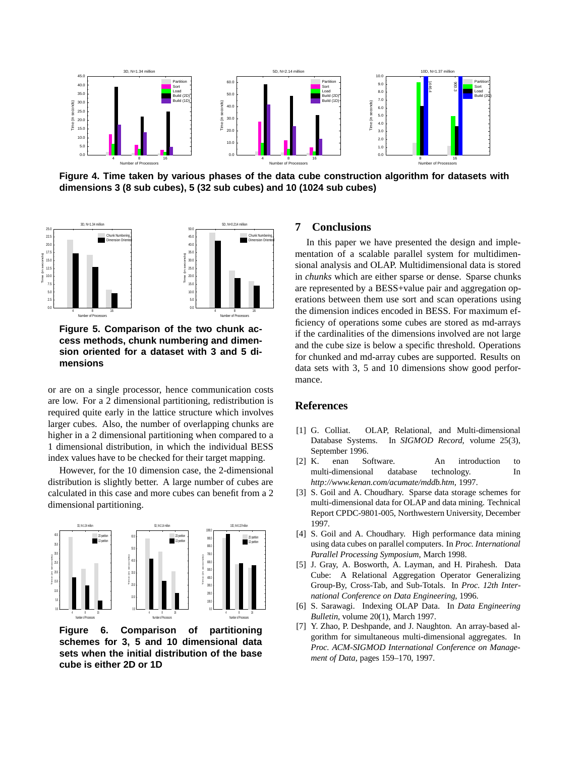3D, N=1.34 million

Time (in seconds)

45.0
40.0
35.0
30.0
25.0
20.0
15.0
10.0
5.0
0.0

4 8 16

Number of Processors

Partition
Sort
Load
Build (2D)
Build (1D)

5D, N=2.14 million

Time (in seconds)

60.0
50.0
40.0
30.0
20.0
10.0
0.0

4 8 16

Number of Processors

Partition
Sort
Load
Build (2D)
Build (1D)

10D, N=1.37 million

Time (in seconds)

10.0
9.0
8.0
7.0
6.0
5.0
4.0
3.0
2.0
1.0
0.0

8 16

Number of Processors

1449.4

900.3

Partition
Sort
Load
Build (2D)

**Figure 4. Time taken by various phases of the data cube construction algorithm for datasets with dimensions 3 (8 sub cubes), 5 (32 sub cubes) and 10 (1024 sub cubes)**

3D, N=1.34 million

Time (in seconds)

25.0
22.5
20.0
17.5
15.0
12.5
10.0
7.5
5.0
2.5
0.0

4 8 16

Number of Processors

Chunk Numbering
Dimension Oriented

5D, N=0.214 million

Time (in seconds)

50.0
45.0
40.0
35.0
30.0
25.0
20.0
15.0
10.0
5.0
0.0

4 8 16

Number of Processors

Chunk Numbering
Dimension Oriented

**Figure 5. Comparison of the two chunk access methods, chunk numbering and dimension oriented for a dataset with 3 and 5 dimensions**

or are on a single processor, hence communication costs are low. For a 2 dimensional partitioning, redistribution is required quite early in the lattice structure which involves larger cubes. Also, the number of overlapping chunks are higher in a 2 dimensional partitioning when compared to a 1 dimensional distribution, in which the individual BESS index values have to be checked for their target mapping.

However, for the 10 dimension case, the 2-dimensional distribution is slightly better. A large number of cubes are calculated in this case and more cubes can benefit from a 2 dimensional partitioning.

3D, N=1.34 million

Time (in seconds)

40.0
35.0
30.0
25.0
20.0
15.0
10.0
5.0
0.0

4 8 16

Number of Processors

2D partition
1D partition

5D, N=2.14 million

Time (in seconds)

60.0
50.0
40.0
30.0
20.0
10.0
0.0

4 8 16

Number of Processors

2D partition
1D partition

10D, N=1.37 million

Time (in seconds)

1000.0
900.0
800.0
700.0
600.0
500.0
400.0
300.0
200.0
100.0
0.0

4 8 16

Number of Processors

2D partition
1D partition

**Figure 6. Comparison of partitioning schemes for 3, 5 and 10 dimensional data sets when the initial distribution of the base cube is either 2D or 1D**

## 7 Conclusions

In this paper we have presented the design and implementation of a scalable parallel system for multidimensional analysis and OLAP. Multidimensional data is stored in *chunks* which are either sparse or dense. Sparse chunks are represented by a BESS+value pair and aggregation operations between them use sort and scan operations using the dimension indices encoded in BESS. For maximum efficiency of operations some cubes are stored as md-arrays if the cardinalities of the dimensions involved are not large and the cube size is below a specific threshold. Operations for chunked and md-array cubes are supported. Results on data sets with 3, 5 and 10 dimensions show good performance.

## References

[1] G. Colliat. OLAP, Relational, and Multi-dimensional Database Systems. In *SIGMOD Record*, volume 25(3), September 1996.

[2] K. enan Software. An introduction to multi-dimensional database technology. In *http://www.kenan.com/acumate/mddb.htm*, 1997.

[3] S. Goil and A. Choudhary. Sparse data storage schemes for multi-dimensional data for OLAP and data mining. Technical Report CPDC-9801-005, Northwestern University, December 1997.

[4] S. Goil and A. Choudhary. High performance data mining using data cubes on parallel computers. In *Proc. International Parallel Processing Symposium*, March 1998.

[5] J. Gray, A. Bosworth, A. Layman, and H. Pirahesh. Data Cube: A Relational Aggregation Operator Generalizing Group-By, Cross-Tab, and Sub-Totals. In *Proc. 12th International Conference on Data Engineering*, 1996.

[6] S. Sarawagi. Indexing OLAP Data. In *Data Engineering Bulletin*, volume 20(1), March 1997.

[7] Y. Zhao, P. Deshpande, and J. Naughton. An array-based algorithm for simultaneous multi-dimensional aggregates. In *Proc. ACM-SIGMOD International Conference on Management of Data*, pages 159–170, 1997.